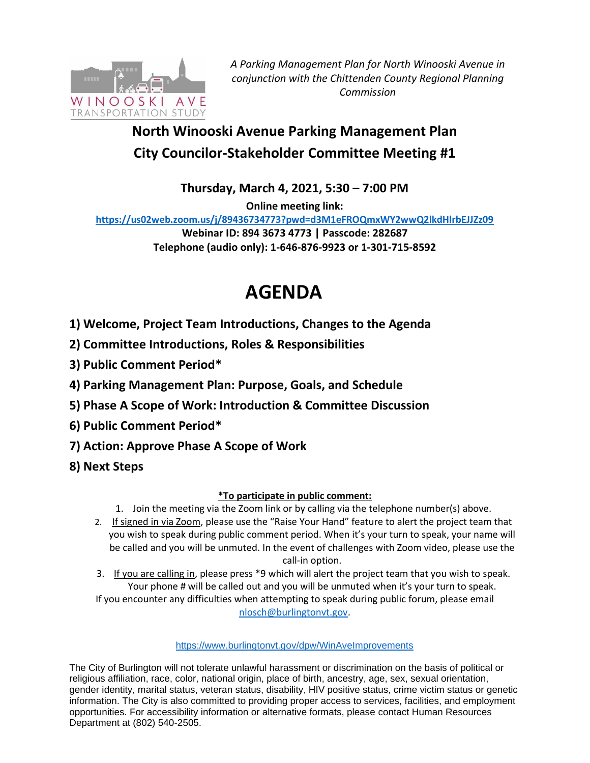WINOOSKI AVE
TRANSPORTATION STUDY

*A Parking Management Plan for North Winooski Avenue in conjunction with the Chittenden County Regional Planning Commission*

# North Winooski Avenue Parking Management Plan
# City Councilor-Stakeholder Committee Meeting #1

**Thursday, March 4, 2021, 5:30 – 7:00 PM**

**Online meeting link:**
**https://us02web.zoom.us/j/89436734773?pwd=d3M1eFROQmxWY2wwQ2lkdHlrbEJJZz09**
**Webinar ID: 894 3673 4773 | Passcode: 282687**
**Telephone (audio only): 1-646-876-9923 or 1-301-715-8592**

# AGENDA

**1) Welcome, Project Team Introductions, Changes to the Agenda**
**2) Committee Introductions, Roles & Responsibilities**
**3) Public Comment Period***
**4) Parking Management Plan: Purpose, Goals, and Schedule**
**5) Phase A Scope of Work: Introduction & Committee Discussion**
**6) Public Comment Period***
**7) Action: Approve Phase A Scope of Work**
**8) Next Steps**

**\*To participate in public comment:**

1. Join the meeting via the Zoom link or by calling via the telephone number(s) above.
2. If signed in via Zoom, please use the "Raise Your Hand" feature to alert the project team that you wish to speak during public comment period. When it's your turn to speak, your name will be called and you will be unmuted. In the event of challenges with Zoom video, please use the call-in option.
3. If you are calling in, please press *9 which will alert the project team that you wish to speak. Your phone # will be called out and you will be unmuted when it's your turn to speak.

If you encounter any difficulties when attempting to speak during public forum, please email nlosch@burlingtonvt.gov.

https://www.burlingtonvt.gov/dpw/WinAveImprovements

The City of Burlington will not tolerate unlawful harassment or discrimination on the basis of political or religious affiliation, race, color, national origin, place of birth, ancestry, age, sex, sexual orientation, gender identity, marital status, veteran status, disability, HIV positive status, crime victim status or genetic information. The City is also committed to providing proper access to services, facilities, and employment opportunities. For accessibility information or alternative formats, please contact Human Resources Department at (802) 540-2505.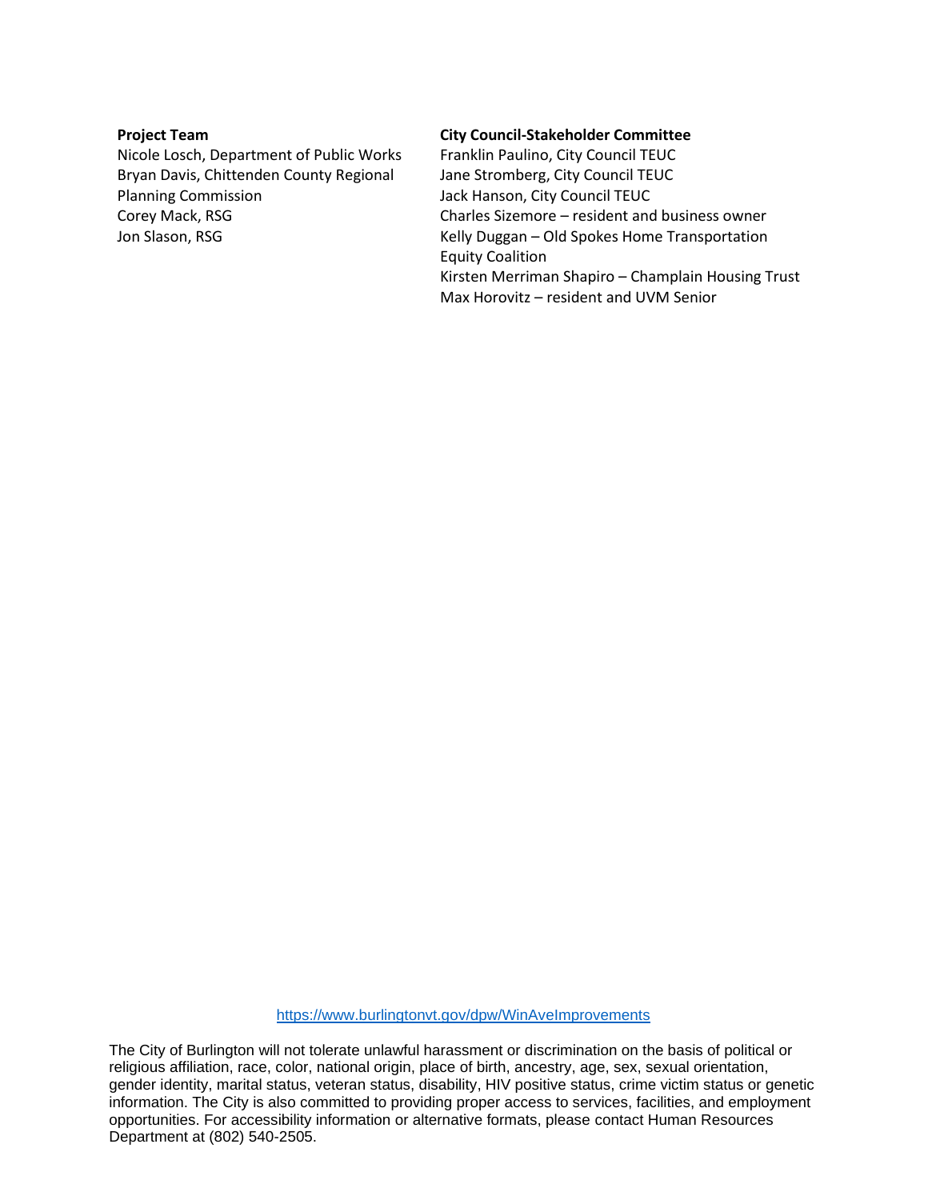**Project Team**

Nicole Losch, Department of Public Works
Bryan Davis, Chittenden County Regional Planning Commission
Corey Mack, RSG
Jon Slason, RSG

**City Council-Stakeholder Committee**

Franklin Paulino, City Council TEUC
Jane Stromberg, City Council TEUC
Jack Hanson, City Council TEUC
Charles Sizemore – resident and business owner
Kelly Duggan – Old Spokes Home Transportation Equity Coalition
Kirsten Merriman Shapiro – Champlain Housing Trust
Max Horovitz – resident and UVM Senior

https://www.burlingtonvt.gov/dpw/WinAveImprovements

The City of Burlington will not tolerate unlawful harassment or discrimination on the basis of political or religious affiliation, race, color, national origin, place of birth, ancestry, age, sex, sexual orientation, gender identity, marital status, veteran status, disability, HIV positive status, crime victim status or genetic information. The City is also committed to providing proper access to services, facilities, and employment opportunities. For accessibility information or alternative formats, please contact Human Resources Department at (802) 540-2505.